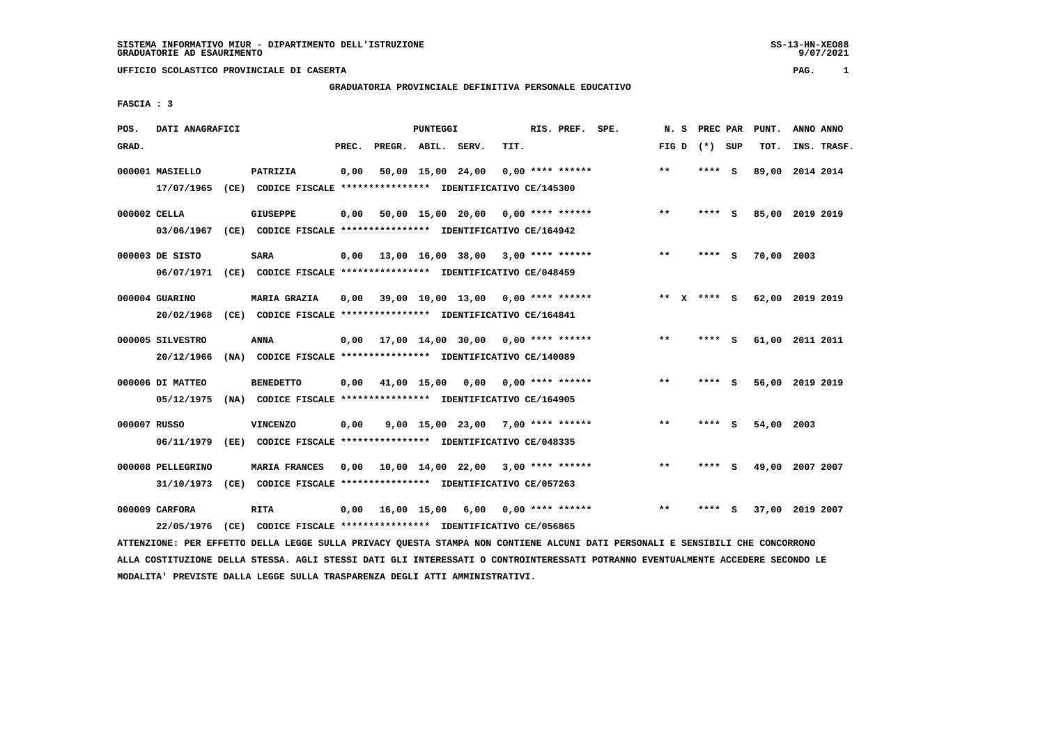SISTEMA INFORMATIVO MIUR - DIPARTIMENTO DELL'ISTRUZIONE
GRADUATORIE AD ESAURIMENTO

UFFICIO SCOLASTICO PROVINCIALE DI CASERTA

GRADUATORIA PROVINCIALE DEFINITIVA PERSONALE EDUCATIVO

FASCIA : 3

| POS. GRAD. | DATI ANAGRAFICI | | PREC. | PREGR. | ABIL. | SERV. | TIT. | RIS. PREF. | SPE. | N. S FIG D | PREC PAR (*) | SUP | PUNT. TOT. | ANNO INS. | ANNO TRASF. |
|---|---|---|---|---|---|---|---|---|---|---|---|---|---|---|---|
| 000001 | MASIELLO | PATRIZIA | 0,00 | 50,00 | 15,00 | 24,00 | 0,00 | **** ****** | | ** | **** | S | 89,00 | 2014 | 2014 |
| | 17/07/1965 (CE) | CODICE FISCALE **************** IDENTIFICATIVO CE/145300 | | | | | | | | | | | | | |
| 000002 | CELLA | GIUSEPPE | 0,00 | 50,00 | 15,00 | 20,00 | 0,00 | **** ****** | | ** | **** | S | 85,00 | 2019 | 2019 |
| | 03/06/1967 (CE) | CODICE FISCALE **************** IDENTIFICATIVO CE/164942 | | | | | | | | | | | | | |
| 000003 | DE SISTO | SARA | 0,00 | 13,00 | 16,00 | 38,00 | 3,00 | **** ****** | | ** | **** | S | 70,00 | 2003 | |
| | 06/07/1971 (CE) | CODICE FISCALE **************** IDENTIFICATIVO CE/048459 | | | | | | | | | | | | | |
| 000004 | GUARINO | MARIA GRAZIA | 0,00 | 39,00 | 10,00 | 13,00 | 0,00 | **** ****** | | ** X | **** | S | 62,00 | 2019 | 2019 |
| | 20/02/1968 (CE) | CODICE FISCALE **************** IDENTIFICATIVO CE/164841 | | | | | | | | | | | | | |
| 000005 | SILVESTRO | ANNA | 0,00 | 17,00 | 14,00 | 30,00 | 0,00 | **** ****** | | ** | **** | S | 61,00 | 2011 | 2011 |
| | 20/12/1966 (NA) | CODICE FISCALE **************** IDENTIFICATIVO CE/140089 | | | | | | | | | | | | | |
| 000006 | DI MATTEO | BENEDETTO | 0,00 | 41,00 | 15,00 | 0,00 | 0,00 | **** ****** | | ** | **** | S | 56,00 | 2019 | 2019 |
| | 05/12/1975 (NA) | CODICE FISCALE **************** IDENTIFICATIVO CE/164905 | | | | | | | | | | | | | |
| 000007 | RUSSO | VINCENZO | 0,00 | 9,00 | 15,00 | 23,00 | 7,00 | **** ****** | | ** | **** | S | 54,00 | 2003 | |
| | 06/11/1979 (EE) | CODICE FISCALE **************** IDENTIFICATIVO CE/048335 | | | | | | | | | | | | | |
| 000008 | PELLEGRINO | MARIA FRANCES | 0,00 | 10,00 | 14,00 | 22,00 | 3,00 | **** ****** | | ** | **** | S | 49,00 | 2007 | 2007 |
| | 31/10/1973 (CE) | CODICE FISCALE **************** IDENTIFICATIVO CE/057263 | | | | | | | | | | | | | |
| 000009 | CARFORA | RITA | 0,00 | 16,00 | 15,00 | 6,00 | 0,00 | **** ****** | | ** | **** | S | 37,00 | 2019 | 2007 |
| | 22/05/1976 (CE) | CODICE FISCALE **************** IDENTIFICATIVO CE/056865 | | | | | | | | | | | | | |

ATTENZIONE: PER EFFETTO DELLA LEGGE SULLA PRIVACY QUESTA STAMPA NON CONTIENE ALCUNI DATI PERSONALI E SENSIBILI CHE CONCORRONO ALLA COSTITUZIONE DELLA STESSA. AGLI STESSI DATI GLI INTERESSATI O CONTROINTERESSATI POTRANNO EVENTUALMENTE ACCEDERE SECONDO LE MODALITA' PREVISTE DALLA LEGGE SULLA TRASPARENZA DEGLI ATTI AMMINISTRATIVI.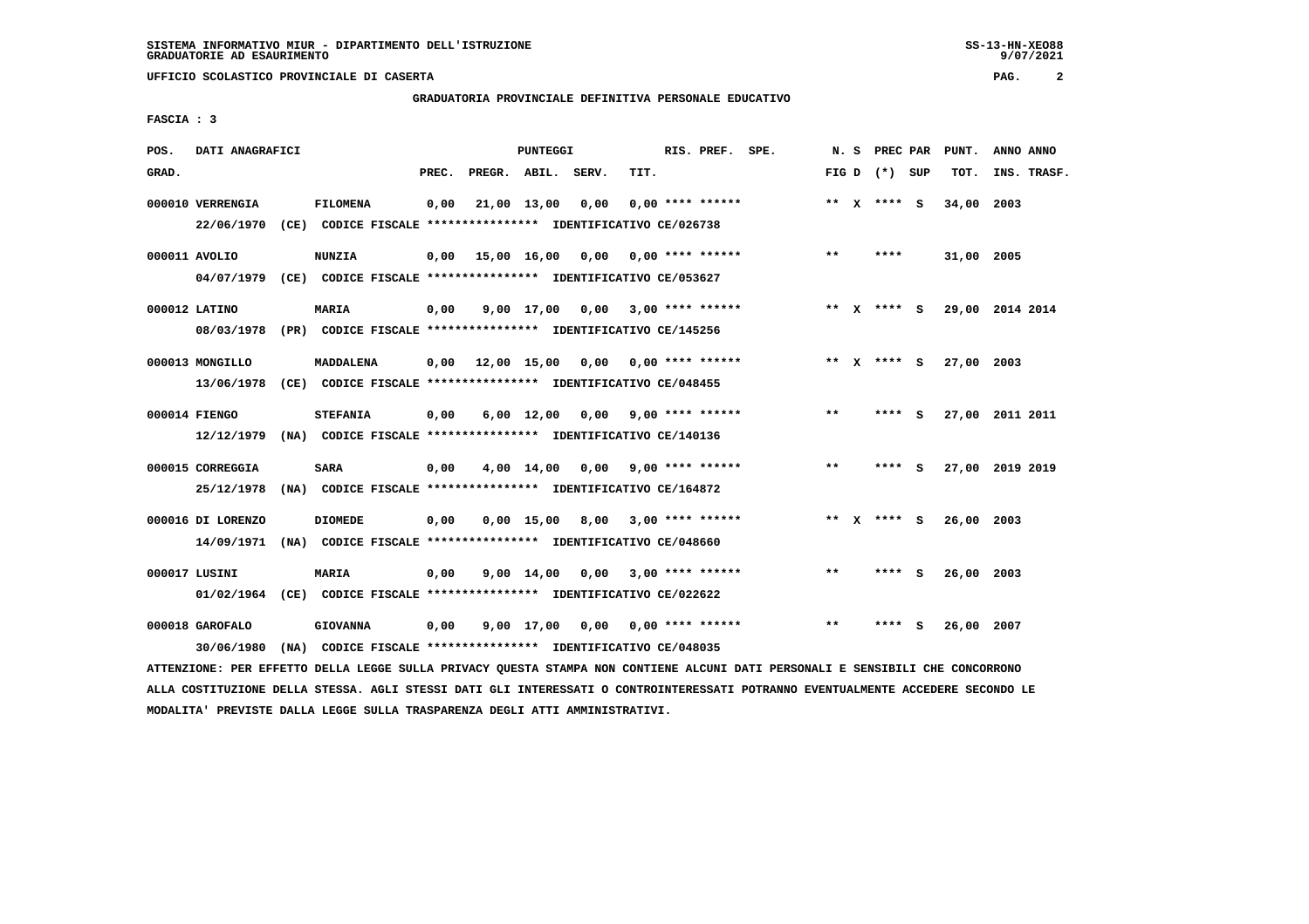SISTEMA INFORMATIVO MIUR - DIPARTIMENTO DELL'ISTRUZIONE
GRADUATORIE AD ESAURIMENTO

UFFICIO SCOLASTICO PROVINCIALE DI CASERTA

## GRADUATORIA PROVINCIALE DEFINITIVA PERSONALE EDUCATIVO

FASCIA : 3

| POS. GRAD. | DATI ANAGRAFICI | | PREC. | PREGR. | ABIL. | SERV. | TIT. | RIS. PREF. SPE. | N. S FIG D | PREC PAR (*) SUP | PUNT. TOT. | ANNO ANNO INS. TRASF. |
|---|---|---|---|---|---|---|---|---|---|---|---|---|
| 000010 | VERRENGIA 22/06/1970 (CE) CODICE FISCALE **************** IDENTIFICATIVO CE/026738 | FILOMENA | 0,00 | 21,00 | 13,00 | 0,00 | 0,00 | **** ****** | ** X | **** S | 34,00 | 2003 |
| 000011 | AVOLIO 04/07/1979 (CE) CODICE FISCALE **************** IDENTIFICATIVO CE/053627 | NUNZIA | 0,00 | 15,00 | 16,00 | 0,00 | 0,00 | **** ****** | ** | **** | 31,00 | 2005 |
| 000012 | LATINO 08/03/1978 (PR) CODICE FISCALE **************** IDENTIFICATIVO CE/145256 | MARIA | 0,00 | 9,00 | 17,00 | 0,00 | 3,00 | **** ****** | ** X | **** S | 29,00 | 2014 2014 |
| 000013 | MONGILLO 13/06/1978 (CE) CODICE FISCALE **************** IDENTIFICATIVO CE/048455 | MADDALENA | 0,00 | 12,00 | 15,00 | 0,00 | 0,00 | **** ****** | ** X | **** S | 27,00 | 2003 |
| 000014 | FIENGO 12/12/1979 (NA) CODICE FISCALE **************** IDENTIFICATIVO CE/140136 | STEFANIA | 0,00 | 6,00 | 12,00 | 0,00 | 9,00 | **** ****** | ** | **** S | 27,00 | 2011 2011 |
| 000015 | CORREGGIA 25/12/1978 (NA) CODICE FISCALE **************** IDENTIFICATIVO CE/164872 | SARA | 0,00 | 4,00 | 14,00 | 0,00 | 9,00 | **** ****** | ** | **** S | 27,00 | 2019 2019 |
| 000016 | DI LORENZO 14/09/1971 (NA) CODICE FISCALE **************** IDENTIFICATIVO CE/048660 | DIOMEDE | 0,00 | 0,00 | 15,00 | 8,00 | 3,00 | **** ****** | ** X | **** S | 26,00 | 2003 |
| 000017 | LUSINI 01/02/1964 (CE) CODICE FISCALE **************** IDENTIFICATIVO CE/022622 | MARIA | 0,00 | 9,00 | 14,00 | 0,00 | 3,00 | **** ****** | ** | **** S | 26,00 | 2003 |
| 000018 | GAROFALO 30/06/1980 (NA) CODICE FISCALE **************** IDENTIFICATIVO CE/048035 | GIOVANNA | 0,00 | 9,00 | 17,00 | 0,00 | 0,00 | **** ****** | ** | **** S | 26,00 | 2007 |

ATTENZIONE: PER EFFETTO DELLA LEGGE SULLA PRIVACY QUESTA STAMPA NON CONTIENE ALCUNI DATI PERSONALI E SENSIBILI CHE CONCORRONO ALLA COSTITUZIONE DELLA STESSA. AGLI STESSI DATI GLI INTERESSATI O CONTROINTERESSATI POTRANNO EVENTUALMENTE ACCEDERE SECONDO LE MODALITA' PREVISTE DALLA LEGGE SULLA TRASPARENZA DEGLI ATTI AMMINISTRATIVI.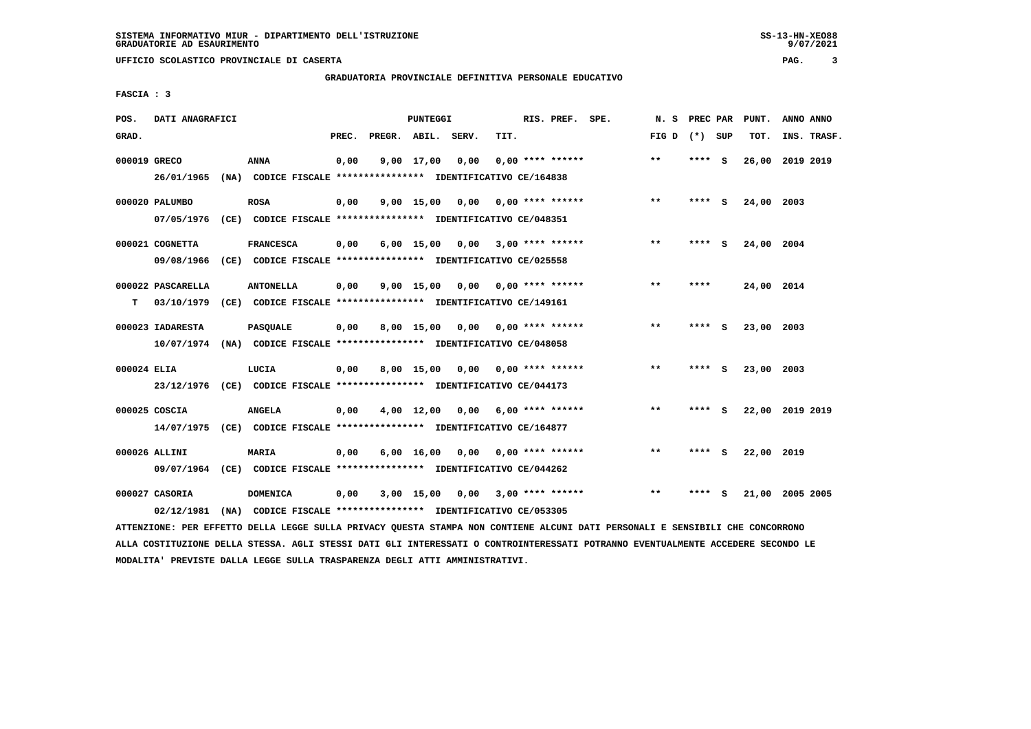SISTEMA INFORMATIVO MIUR - DIPARTIMENTO DELL'ISTRUZIONE
GRADUATORIE AD ESAURIMENTO

UFFICIO SCOLASTICO PROVINCIALE DI CASERTA

GRADUATORIA PROVINCIALE DEFINITIVA PERSONALE EDUCATIVO

FASCIA : 3

| POS. GRAD. | DATI ANAGRAFICI | | PREC. | PREGR. | ABIL. | SERV. | TIT. | RIS. PREF. SPE. | N. S FIG D | PREC PAR (*) SUP | PUNT. TOT. | ANNO ANNO INS. TRASF. |
|---|---|---|---|---|---|---|---|---|---|---|---|---|
| 000019 GRECO | ANNA | | 0,00 | 9,00 | 17,00 | 0,00 | 0,00 | **** ****** | ** | **** S | 26,00 | 2019 2019 |
| | 26/01/1965 (NA) CODICE FISCALE **************** IDENTIFICATIVO CE/164838 | | | | | | | | | | | |
| 000020 PALUMBO | ROSA | | 0,00 | 9,00 | 15,00 | 0,00 | 0,00 | **** ****** | ** | **** S | 24,00 | 2003 |
| | 07/05/1976 (CE) CODICE FISCALE **************** IDENTIFICATIVO CE/048351 | | | | | | | | | | | |
| 000021 COGNETTA | FRANCESCA | | 0,00 | 6,00 | 15,00 | 0,00 | 3,00 | **** ****** | ** | **** S | 24,00 | 2004 |
| | 09/08/1966 (CE) CODICE FISCALE **************** IDENTIFICATIVO CE/025558 | | | | | | | | | | | |
| 000022 PASCARELLA | ANTONELLA | | 0,00 | 9,00 | 15,00 | 0,00 | 0,00 | **** ****** | ** | **** | 24,00 | 2014 |
| T | 03/10/1979 (CE) CODICE FISCALE **************** IDENTIFICATIVO CE/149161 | | | | | | | | | | | |
| 000023 IADARESTA | PASQUALE | | 0,00 | 8,00 | 15,00 | 0,00 | 0,00 | **** ****** | ** | **** S | 23,00 | 2003 |
| | 10/07/1974 (NA) CODICE FISCALE **************** IDENTIFICATIVO CE/048058 | | | | | | | | | | | |
| 000024 ELIA | LUCIA | | 0,00 | 8,00 | 15,00 | 0,00 | 0,00 | **** ****** | ** | **** S | 23,00 | 2003 |
| | 23/12/1976 (CE) CODICE FISCALE **************** IDENTIFICATIVO CE/044173 | | | | | | | | | | | |
| 000025 COSCIA | ANGELA | | 0,00 | 4,00 | 12,00 | 0,00 | 6,00 | **** ****** | ** | **** S | 22,00 | 2019 2019 |
| | 14/07/1975 (CE) CODICE FISCALE **************** IDENTIFICATIVO CE/164877 | | | | | | | | | | | |
| 000026 ALLINI | MARIA | | 0,00 | 6,00 | 16,00 | 0,00 | 0,00 | **** ****** | ** | **** S | 22,00 | 2019 |
| | 09/07/1964 (CE) CODICE FISCALE **************** IDENTIFICATIVO CE/044262 | | | | | | | | | | | |
| 000027 CASORIA | DOMENICA | | 0,00 | 3,00 | 15,00 | 0,00 | 3,00 | **** ****** | ** | **** S | 21,00 | 2005 2005 |
| | 02/12/1981 (NA) CODICE FISCALE **************** IDENTIFICATIVO CE/053305 | | | | | | | | | | | |

ATTENZIONE: PER EFFETTO DELLA LEGGE SULLA PRIVACY QUESTA STAMPA NON CONTIENE ALCUNI DATI PERSONALI E SENSIBILI CHE CONCORRONO ALLA COSTITUZIONE DELLA STESSA. AGLI STESSI DATI GLI INTERESSATI O CONTROINTERESSATI POTRANNO EVENTUALMENTE ACCEDERE SECONDO LE MODALITA' PREVISTE DALLA LEGGE SULLA TRASPARENZA DEGLI ATTI AMMINISTRATIVI.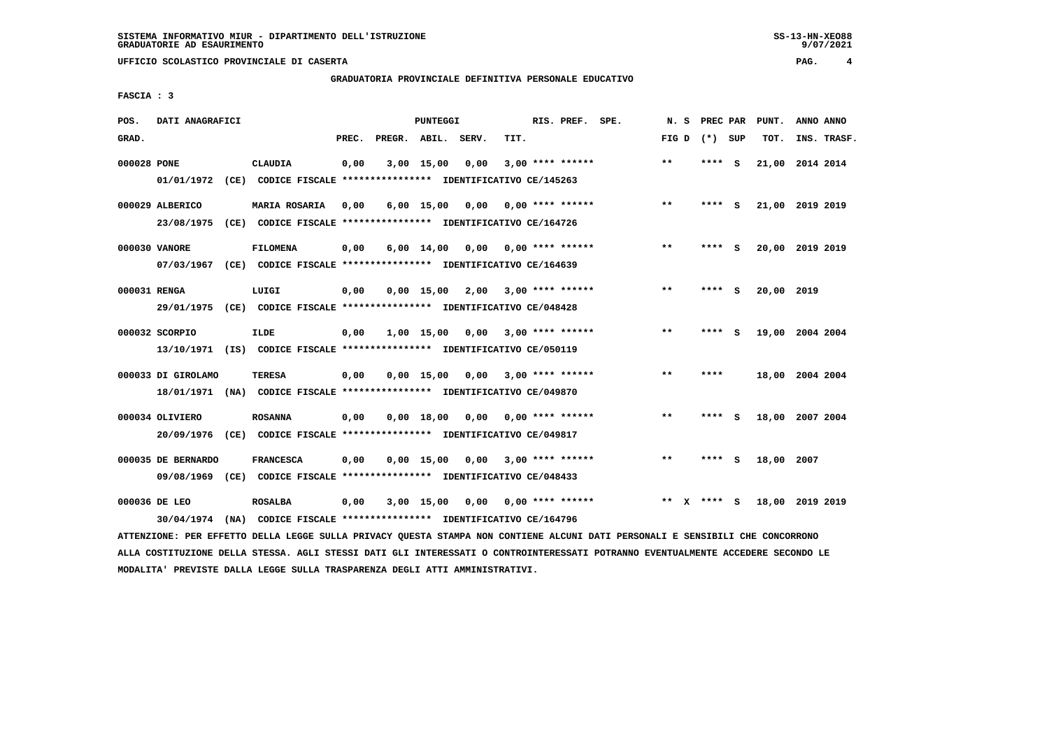SISTEMA INFORMATIVO MIUR - DIPARTIMENTO DELL'ISTRUZIONE
GRADUATORIE AD ESAURIMENTO

UFFICIO SCOLASTICO PROVINCIALE DI CASERTA

GRADUATORIA PROVINCIALE DEFINITIVA PERSONALE EDUCATIVO

FASCIA : 3

| POS. GRAD. | DATI ANAGRAFICI | | PREC. | PREGR. | ABIL. | SERV. | TIT. | RIS. PREF. SPE. | N. S FIG D | PREC PAR (*) SUP | PUNT. TOT. | ANNO ANNO INS. TRASF. |
|---|---|---|---|---|---|---|---|---|---|---|---|---|
| 000028 | PONE | CLAUDIA | 0,00 | 3,00 | 15,00 | 0,00 | 3,00 | **** ****** | ** | **** S | 21,00 | 2014 2014 |
| | 01/01/1972 (CE) CODICE FISCALE **************** IDENTIFICATIVO CE/145263 | | | | | | | | | | | |
| 000029 | ALBERICO | MARIA ROSARIA | 0,00 | 6,00 | 15,00 | 0,00 | 0,00 | **** ****** | ** | **** S | 21,00 | 2019 2019 |
| | 23/08/1975 (CE) CODICE FISCALE **************** IDENTIFICATIVO CE/164726 | | | | | | | | | | | |
| 000030 | VANORE | FILOMENA | 0,00 | 6,00 | 14,00 | 0,00 | 0,00 | **** ****** | ** | **** S | 20,00 | 2019 2019 |
| | 07/03/1967 (CE) CODICE FISCALE **************** IDENTIFICATIVO CE/164639 | | | | | | | | | | | |
| 000031 | RENGA | LUIGI | 0,00 | 0,00 | 15,00 | 2,00 | 3,00 | **** ****** | ** | **** S | 20,00 | 2019 |
| | 29/01/1975 (CE) CODICE FISCALE **************** IDENTIFICATIVO CE/048428 | | | | | | | | | | | |
| 000032 | SCORPIO | ILDE | 0,00 | 1,00 | 15,00 | 0,00 | 3,00 | **** ****** | ** | **** S | 19,00 | 2004 2004 |
| | 13/10/1971 (IS) CODICE FISCALE **************** IDENTIFICATIVO CE/050119 | | | | | | | | | | | |
| 000033 | DI GIROLAMO | TERESA | 0,00 | 0,00 | 15,00 | 0,00 | 3,00 | **** ****** | ** | **** | 18,00 | 2004 2004 |
| | 18/01/1971 (NA) CODICE FISCALE **************** IDENTIFICATIVO CE/049870 | | | | | | | | | | | |
| 000034 | OLIVIERO | ROSANNA | 0,00 | 0,00 | 18,00 | 0,00 | 0,00 | **** ****** | ** | **** S | 18,00 | 2007 2004 |
| | 20/09/1976 (CE) CODICE FISCALE **************** IDENTIFICATIVO CE/049817 | | | | | | | | | | | |
| 000035 | DE BERNARDO | FRANCESCA | 0,00 | 0,00 | 15,00 | 0,00 | 3,00 | **** ****** | ** | **** S | 18,00 | 2007 |
| | 09/08/1969 (CE) CODICE FISCALE **************** IDENTIFICATIVO CE/048433 | | | | | | | | | | | |
| 000036 | DE LEO | ROSALBA | 0,00 | 3,00 | 15,00 | 0,00 | 0,00 | **** ****** | ** X | **** S | 18,00 | 2019 2019 |
| | 30/04/1974 (NA) CODICE FISCALE **************** IDENTIFICATIVO CE/164796 | | | | | | | | | | | |

ATTENZIONE: PER EFFETTO DELLA LEGGE SULLA PRIVACY QUESTA STAMPA NON CONTIENE ALCUNI DATI PERSONALI E SENSIBILI CHE CONCORRONO ALLA COSTITUZIONE DELLA STESSA. AGLI STESSI DATI GLI INTERESSATI O CONTROINTERESSATI POTRANNO EVENTUALMENTE ACCEDERE SECONDO LE MODALITA' PREVISTE DALLA LEGGE SULLA TRASPARENZA DEGLI ATTI AMMINISTRATIVI.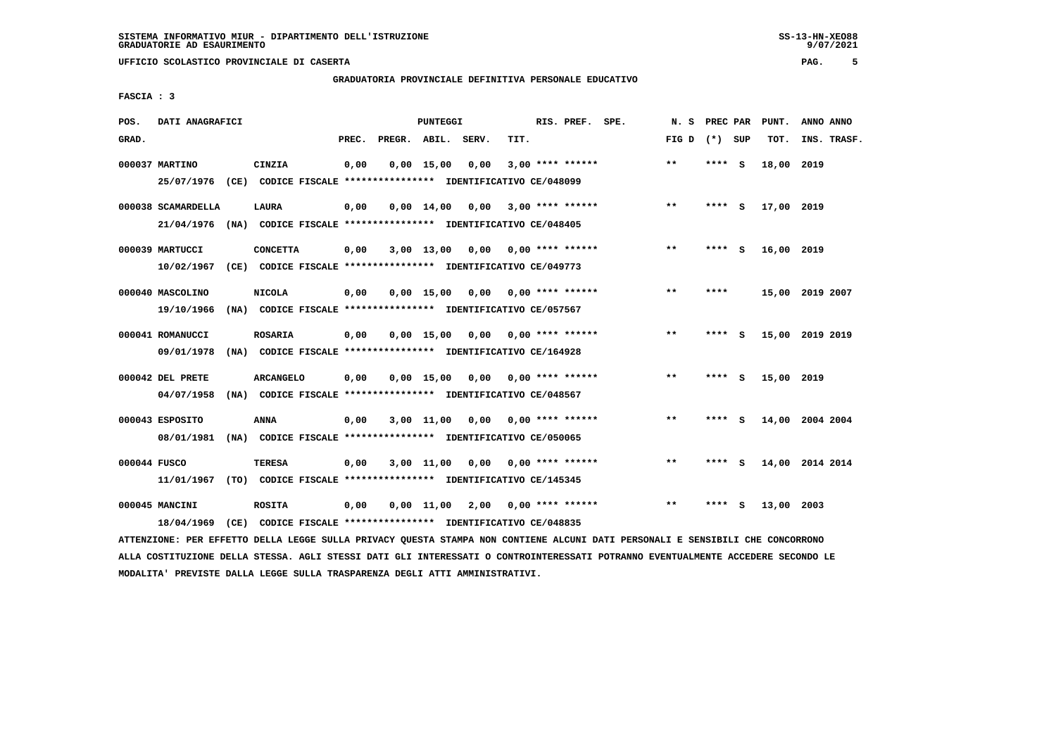SISTEMA INFORMATIVO MIUR - DIPARTIMENTO DELL'ISTRUZIONE
GRADUATORIE AD ESAURIMENTO

UFFICIO SCOLASTICO PROVINCIALE DI CASERTA

GRADUATORIA PROVINCIALE DEFINITIVA PERSONALE EDUCATIVO

FASCIA : 3

| POS. GRAD. | DATI ANAGRAFICI | | PREC. | PREGR. | ABIL. | SERV. | TIT. | RIS. PREF. | SPE. | N. S FIG D | PREC PAR (*) | SUP | PUNT. TOT. | ANNO INS. | ANNO TRASF. |
|---|---|---|---|---|---|---|---|---|---|---|---|---|---|---|---|
| 000037 | MARTINO | CINZIA | 0,00 | 0,00 | 15,00 | 0,00 | 3,00 | **** ****** | | ** | **** | S | 18,00 | 2019 | |
| | 25/07/1976 (CE) CODICE FISCALE **************** IDENTIFICATIVO CE/048099 | | | | | | | | | | | | | | |
| 000038 | SCAMARDELLA | LAURA | 0,00 | 0,00 | 14,00 | 0,00 | 3,00 | **** ****** | | ** | **** | S | 17,00 | 2019 | |
| | 21/04/1976 (NA) CODICE FISCALE **************** IDENTIFICATIVO CE/048405 | | | | | | | | | | | | | | |
| 000039 | MARTUCCI | CONCETTA | 0,00 | 3,00 | 13,00 | 0,00 | 0,00 | **** ****** | | ** | **** | S | 16,00 | 2019 | |
| | 10/02/1967 (CE) CODICE FISCALE **************** IDENTIFICATIVO CE/049773 | | | | | | | | | | | | | | |
| 000040 | MASCOLINO | NICOLA | 0,00 | 0,00 | 15,00 | 0,00 | 0,00 | **** ****** | | ** | **** | | 15,00 | 2019 | 2007 |
| | 19/10/1966 (NA) CODICE FISCALE **************** IDENTIFICATIVO CE/057567 | | | | | | | | | | | | | | |
| 000041 | ROMANUCCI | ROSARIA | 0,00 | 0,00 | 15,00 | 0,00 | 0,00 | **** ****** | | ** | **** | S | 15,00 | 2019 | 2019 |
| | 09/01/1978 (NA) CODICE FISCALE **************** IDENTIFICATIVO CE/164928 | | | | | | | | | | | | | | |
| 000042 | DEL PRETE | ARCANGELO | 0,00 | 0,00 | 15,00 | 0,00 | 0,00 | **** ****** | | ** | **** | S | 15,00 | 2019 | |
| | 04/07/1958 (NA) CODICE FISCALE **************** IDENTIFICATIVO CE/048567 | | | | | | | | | | | | | | |
| 000043 | ESPOSITO | ANNA | 0,00 | 3,00 | 11,00 | 0,00 | 0,00 | **** ****** | | ** | **** | S | 14,00 | 2004 | 2004 |
| | 08/01/1981 (NA) CODICE FISCALE **************** IDENTIFICATIVO CE/050065 | | | | | | | | | | | | | | |
| 000044 | FUSCO | TERESA | 0,00 | 3,00 | 11,00 | 0,00 | 0,00 | **** ****** | | ** | **** | S | 14,00 | 2014 | 2014 |
| | 11/01/1967 (TO) CODICE FISCALE **************** IDENTIFICATIVO CE/145345 | | | | | | | | | | | | | | |
| 000045 | MANCINI | ROSITA | 0,00 | 0,00 | 11,00 | 2,00 | 0,00 | **** ****** | | ** | **** | S | 13,00 | 2003 | |
| | 18/04/1969 (CE) CODICE FISCALE **************** IDENTIFICATIVO CE/048835 | | | | | | | | | | | | | | |

ATTENZIONE: PER EFFETTO DELLA LEGGE SULLA PRIVACY QUESTA STAMPA NON CONTIENE ALCUNI DATI PERSONALI E SENSIBILI CHE CONCORRONO ALLA COSTITUZIONE DELLA STESSA. AGLI STESSI DATI GLI INTERESSATI O CONTROINTERESSATI POTRANNO EVENTUALMENTE ACCEDERE SECONDO LE MODALITA' PREVISTE DALLA LEGGE SULLA TRASPARENZA DEGLI ATTI AMMINISTRATIVI.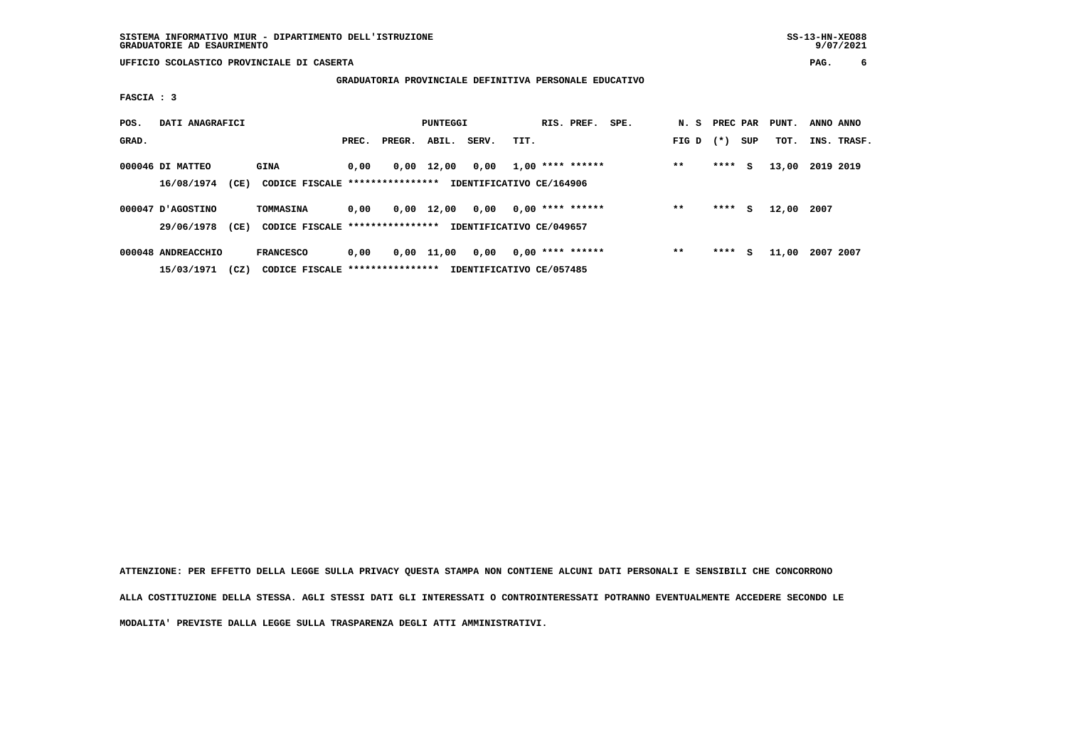SISTEMA INFORMATIVO MIUR - DIPARTIMENTO DELL'ISTRUZIONE
GRADUATORIE AD ESAURIMENTO

UFFICIO SCOLASTICO PROVINCIALE DI CASERTA

**GRADUATORIA PROVINCIALE DEFINITIVA PERSONALE EDUCATIVO**

**FASCIA : 3**

| POS. GRAD. | DATI ANAGRAFICI | | PUNTEGGI PREC. | PREGR. | ABIL. | SERV. | TIT. | RIS. PREF. | SPE. | N. S FIG D | PREC PAR (*) | SUP | PUNT. TOT. | ANNO INS. | ANNO TRASF. |
|---|---|---|---|---|---|---|---|---|---|---|---|---|---|---|---|
| 000046 | DI MATTEO | GINA | 0,00 | 0,00 | 12,00 | 0,00 | 1,00 | **** ****** | | ** | **** | S | 13,00 | 2019 | 2019 |
| | 16/08/1974 (CE) | CODICE FISCALE **************** IDENTIFICATIVO CE/164906 | | | | | | | | | | | | | |
| 000047 | D'AGOSTINO | TOMMASINA | 0,00 | 0,00 | 12,00 | 0,00 | 0,00 | **** ****** | | ** | **** | S | 12,00 | 2007 | |
| | 29/06/1978 (CE) | CODICE FISCALE **************** IDENTIFICATIVO CE/049657 | | | | | | | | | | | | | |
| 000048 | ANDREACCHIO | FRANCESCO | 0,00 | 0,00 | 11,00 | 0,00 | 0,00 | **** ****** | | ** | **** | S | 11,00 | 2007 | 2007 |
| | 15/03/1971 (CZ) | CODICE FISCALE **************** IDENTIFICATIVO CE/057485 | | | | | | | | | | | | | |

ATTENZIONE: PER EFFETTO DELLA LEGGE SULLA PRIVACY QUESTA STAMPA NON CONTIENE ALCUNI DATI PERSONALI E SENSIBILI CHE CONCORRONO ALLA COSTITUZIONE DELLA STESSA. AGLI STESSI DATI GLI INTERESSATI O CONTROINTERESSATI POTRANNO EVENTUALMENTE ACCEDERE SECONDO LE MODALITA' PREVISTE DALLA LEGGE SULLA TRASPARENZA DEGLI ATTI AMMINISTRATIVI.